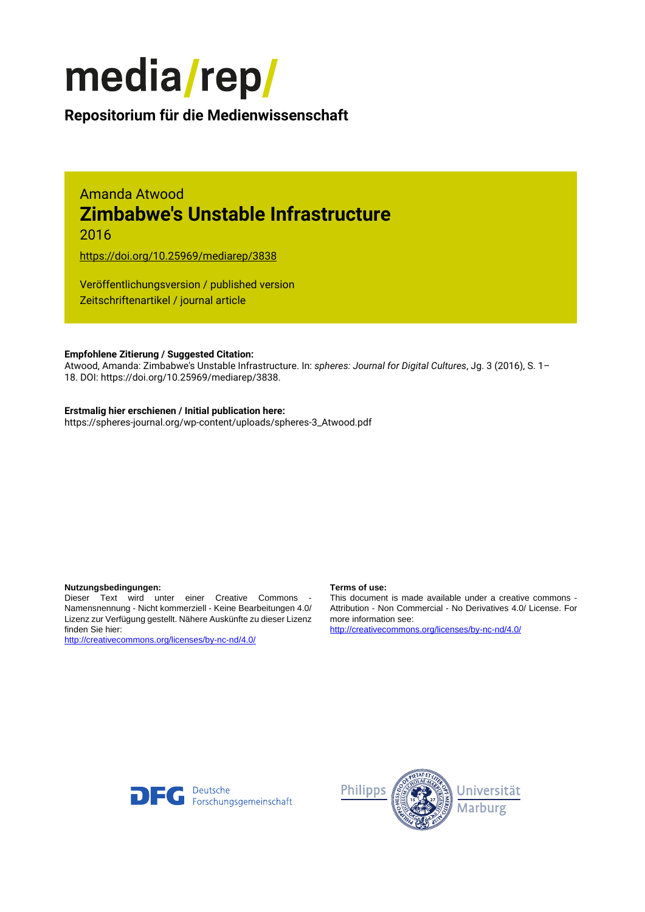# media/rep/

**Repositorium für die Medienwissenschaft**

Amanda Atwood

## Zimbabwe's Unstable Infrastructure

2016

https://doi.org/10.25969/mediarep/3838

Veröffentlichungsversion / published version
Zeitschriftenartikel / journal article

**Empfohlene Zitierung / Suggested Citation:**
Atwood, Amanda: Zimbabwe's Unstable Infrastructure. In: *spheres: Journal for Digital Cultures*, Jg. 3 (2016), S. 1–18. DOI: https://doi.org/10.25969/mediarep/3838.

**Erstmalig hier erschienen / Initial publication here:**
https://spheres-journal.org/wp-content/uploads/spheres-3_Atwood.pdf

**Nutzungsbedingungen:**
Dieser Text wird unter einer Creative Commons - Namensnennung - Nicht kommerziell - Keine Bearbeitungen 4.0/ Lizenz zur Verfügung gestellt. Nähere Auskünfte zu dieser Lizenz finden Sie hier:
http://creativecommons.org/licenses/by-nc-nd/4.0/

**Terms of use:**
This document is made available under a creative commons - Attribution - Non Commercial - No Derivatives 4.0/ License. For more information see:
http://creativecommons.org/licenses/by-nc-nd/4.0/

Deutsche Forschungsgemeinschaft

Philipps Universität Marburg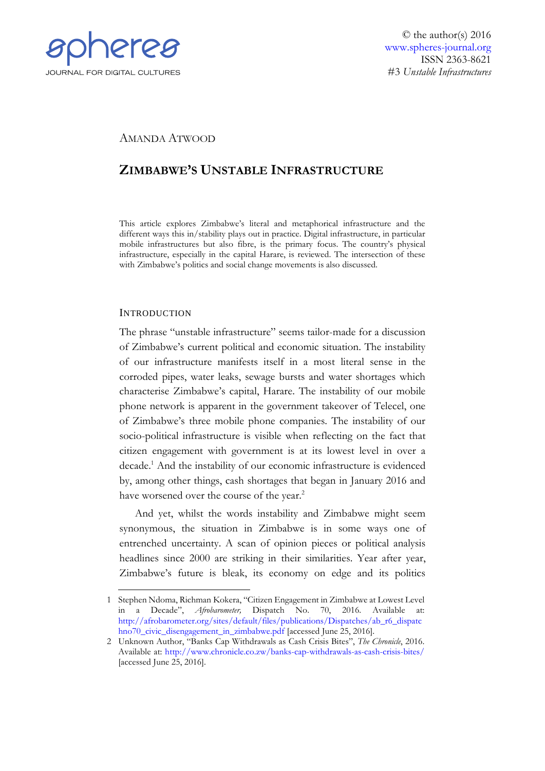AMANDA ATWOOD

# ZIMBABWE'S UNSTABLE INFRASTRUCTURE

This article explores Zimbabwe's literal and metaphorical infrastructure and the different ways this in/stability plays out in practice. Digital infrastructure, in particular mobile infrastructures but also fibre, is the primary focus. The country's physical infrastructure, especially in the capital Harare, is reviewed. The intersection of these with Zimbabwe's politics and social change movements is also discussed.

## INTRODUCTION

The phrase "unstable infrastructure" seems tailor-made for a discussion of Zimbabwe's current political and economic situation. The instability of our infrastructure manifests itself in a most literal sense in the corroded pipes, water leaks, sewage bursts and water shortages which characterise Zimbabwe's capital, Harare. The instability of our mobile phone network is apparent in the government takeover of Telecel, one of Zimbabwe's three mobile phone companies. The instability of our socio-political infrastructure is visible when reflecting on the fact that citizen engagement with government is at its lowest level in over a decade.[1] And the instability of our economic infrastructure is evidenced by, among other things, cash shortages that began in January 2016 and have worsened over the course of the year.[2]

And yet, whilst the words instability and Zimbabwe might seem synonymous, the situation in Zimbabwe is in some ways one of entrenched uncertainty. A scan of opinion pieces or political analysis headlines since 2000 are striking in their similarities. Year after year, Zimbabwe's future is bleak, its economy on edge and its politics

---

1 Stephen Ndoma, Richman Kokera, "Citizen Engagement in Zimbabwe at Lowest Level in a Decade", *Afrobarometer,* Dispatch No. 70, 2016. Available at: http://afrobarometer.org/sites/default/files/publications/Dispatches/ab_r6_dispatchno70_civic_disengagement_in_zimbabwe.pdf [accessed June 25, 2016].

2 Unknown Author, "Banks Cap Withdrawals as Cash Crisis Bites", *The Chronicle*, 2016. Available at: http://www.chronicle.co.zw/banks-cap-withdrawals-as-cash-crisis-bites/ [accessed June 25, 2016].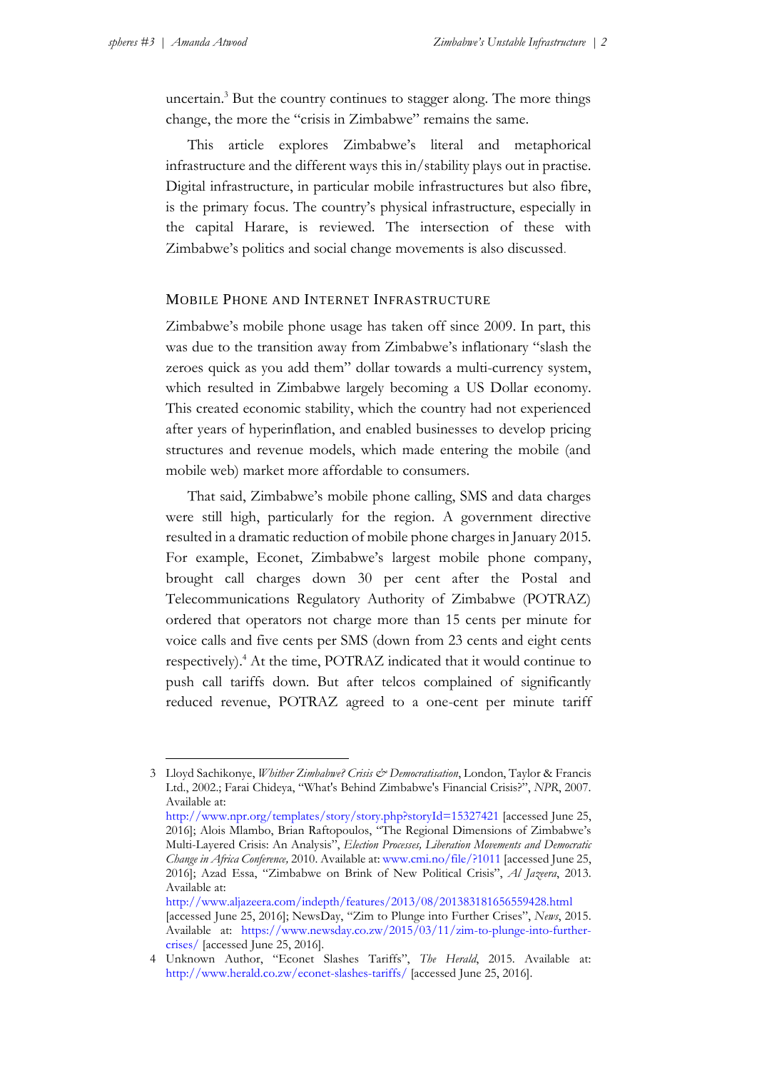uncertain.[3] But the country continues to stagger along. The more things change, the more the "crisis in Zimbabwe" remains the same.

This article explores Zimbabwe's literal and metaphorical infrastructure and the different ways this in/stability plays out in practise. Digital infrastructure, in particular mobile infrastructures but also fibre, is the primary focus. The country's physical infrastructure, especially in the capital Harare, is reviewed. The intersection of these with Zimbabwe's politics and social change movements is also discussed.

## Mobile Phone and Internet Infrastructure

Zimbabwe's mobile phone usage has taken off since 2009. In part, this was due to the transition away from Zimbabwe's inflationary "slash the zeroes quick as you add them" dollar towards a multi-currency system, which resulted in Zimbabwe largely becoming a US Dollar economy. This created economic stability, which the country had not experienced after years of hyperinflation, and enabled businesses to develop pricing structures and revenue models, which made entering the mobile (and mobile web) market more affordable to consumers.

That said, Zimbabwe's mobile phone calling, SMS and data charges were still high, particularly for the region. A government directive resulted in a dramatic reduction of mobile phone charges in January 2015. For example, Econet, Zimbabwe's largest mobile phone company, brought call charges down 30 per cent after the Postal and Telecommunications Regulatory Authority of Zimbabwe (POTRAZ) ordered that operators not charge more than 15 cents per minute for voice calls and five cents per SMS (down from 23 cents and eight cents respectively).[4] At the time, POTRAZ indicated that it would continue to push call tariffs down. But after telcos complained of significantly reduced revenue, POTRAZ agreed to a one-cent per minute tariff

---

3 Lloyd Sachikonye, *Whither Zimbabwe? Crisis & Democratisation*, London, Taylor & Francis Ltd., 2002.; Farai Chideya, "What's Behind Zimbabwe's Financial Crisis?", *NPR*, 2007. Available at: http://www.npr.org/templates/story/story.php?storyId=15327421 [accessed June 25, 2016]; Alois Mlambo, Brian Raftopoulos, "The Regional Dimensions of Zimbabwe's Multi-Layered Crisis: An Analysis", *Election Processes, Liberation Movements and Democratic Change in Africa Conference,* 2010. Available at: www.cmi.no/file/?1011 [accessed June 25, 2016]; Azad Essa, "Zimbabwe on Brink of New Political Crisis", *Al Jazeera*, 2013. Available at: http://www.aljazeera.com/indepth/features/2013/08/201383181656559428.html [accessed June 25, 2016]; NewsDay, "Zim to Plunge into Further Crises", *News*, 2015. Available at: https://www.newsday.co.zw/2015/03/11/zim-to-plunge-into-further-crises/ [accessed June 25, 2016].

4 Unknown Author, "Econet Slashes Tariffs", *The Herald*, 2015. Available at: http://www.herald.co.zw/econet-slashes-tariffs/ [accessed June 25, 2016].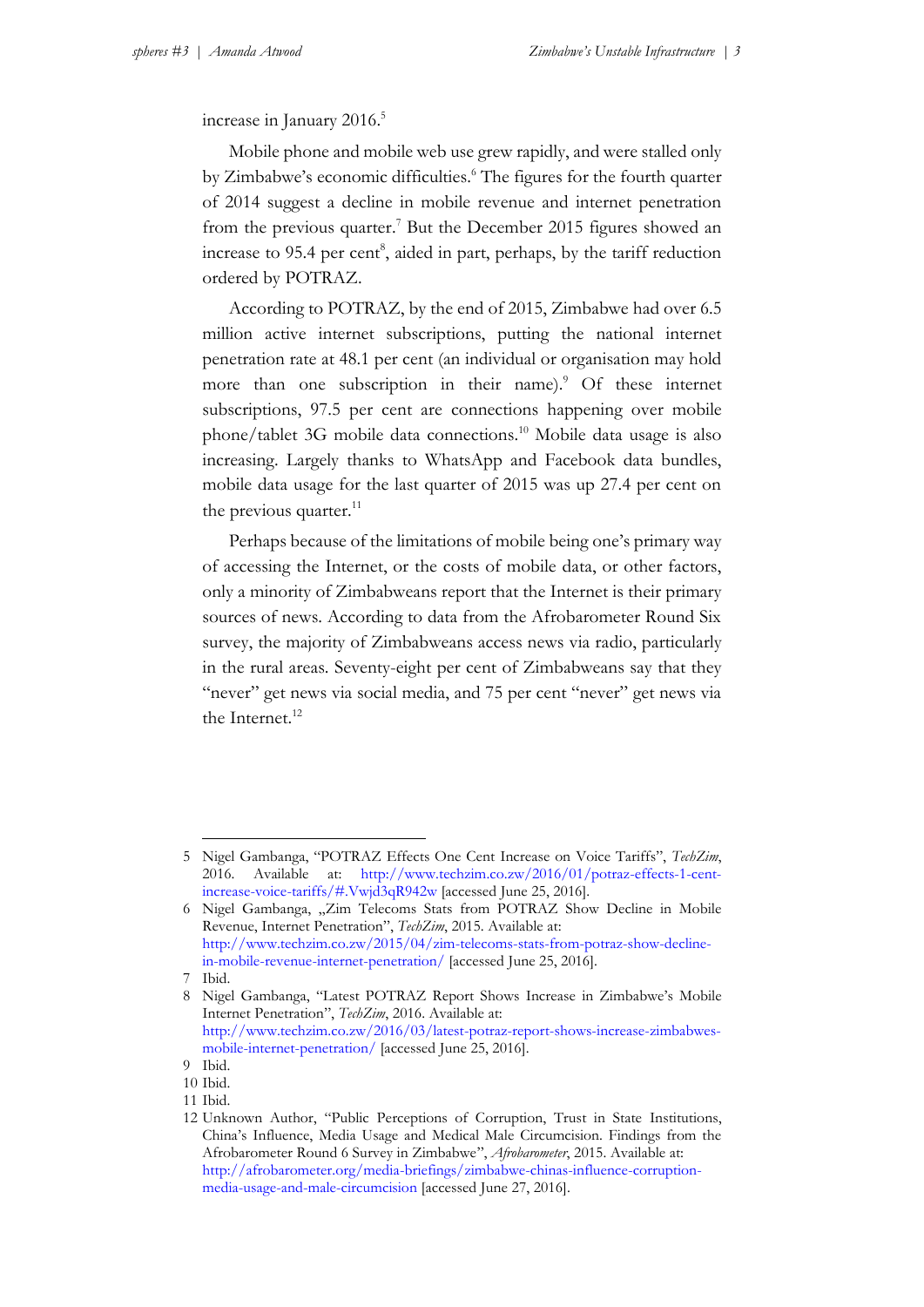increase in January 2016.[5]

Mobile phone and mobile web use grew rapidly, and were stalled only by Zimbabwe's economic difficulties.[6] The figures for the fourth quarter of 2014 suggest a decline in mobile revenue and internet penetration from the previous quarter.[7] But the December 2015 figures showed an increase to 95.4 per cent[8], aided in part, perhaps, by the tariff reduction ordered by POTRAZ.

According to POTRAZ, by the end of 2015, Zimbabwe had over 6.5 million active internet subscriptions, putting the national internet penetration rate at 48.1 per cent (an individual or organisation may hold more than one subscription in their name).[9] Of these internet subscriptions, 97.5 per cent are connections happening over mobile phone/tablet 3G mobile data connections.[10] Mobile data usage is also increasing. Largely thanks to WhatsApp and Facebook data bundles, mobile data usage for the last quarter of 2015 was up 27.4 per cent on the previous quarter.[11]

Perhaps because of the limitations of mobile being one's primary way of accessing the Internet, or the costs of mobile data, or other factors, only a minority of Zimbabweans report that the Internet is their primary sources of news. According to data from the Afrobarometer Round Six survey, the majority of Zimbabweans access news via radio, particularly in the rural areas. Seventy-eight per cent of Zimbabweans say that they "never" get news via social media, and 75 per cent "never" get news via the Internet.[12]

---

5 Nigel Gambanga, "POTRAZ Effects One Cent Increase on Voice Tariffs", *TechZim*, 2016. Available at: http://www.techzim.co.zw/2016/01/potraz-effects-1-cent-increase-voice-tariffs/#.Vwjd3qR942w [accessed June 25, 2016].

6 Nigel Gambanga, „Zim Telecoms Stats from POTRAZ Show Decline in Mobile Revenue, Internet Penetration", *TechZim*, 2015. Available at: http://www.techzim.co.zw/2015/04/zim-telecoms-stats-from-potraz-show-decline-in-mobile-revenue-internet-penetration/ [accessed June 25, 2016].

7 Ibid.

8 Nigel Gambanga, "Latest POTRAZ Report Shows Increase in Zimbabwe's Mobile Internet Penetration", *TechZim*, 2016. Available at: http://www.techzim.co.zw/2016/03/latest-potraz-report-shows-increase-zimbabwes-mobile-internet-penetration/ [accessed June 25, 2016].

9 Ibid.

10 Ibid.

11 Ibid.

12 Unknown Author, "Public Perceptions of Corruption, Trust in State Institutions, China's Influence, Media Usage and Medical Male Circumcision. Findings from the Afrobarometer Round 6 Survey in Zimbabwe", *Afrobarometer*, 2015. Available at: http://afrobarometer.org/media-briefings/zimbabwe-chinas-influence-corruption-media-usage-and-male-circumcision [accessed June 27, 2016].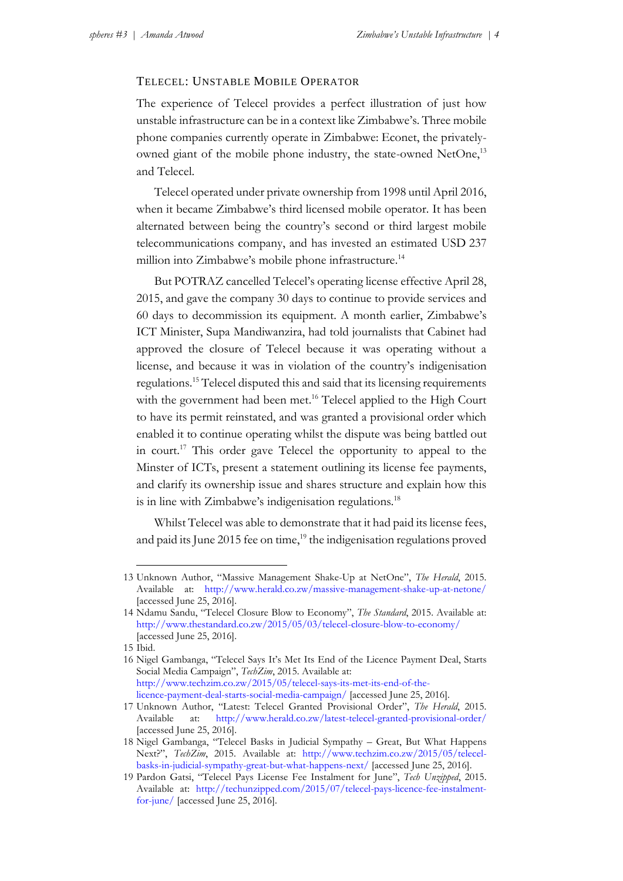### TELECEL: UNSTABLE MOBILE OPERATOR

The experience of Telecel provides a perfect illustration of just how unstable infrastructure can be in a context like Zimbabwe's. Three mobile phone companies currently operate in Zimbabwe: Econet, the privately-owned giant of the mobile phone industry, the state-owned NetOne,[13] and Telecel.

Telecel operated under private ownership from 1998 until April 2016, when it became Zimbabwe's third licensed mobile operator. It has been alternated between being the country's second or third largest mobile telecommunications company, and has invested an estimated USD 237 million into Zimbabwe's mobile phone infrastructure.[14]

But POTRAZ cancelled Telecel's operating license effective April 28, 2015, and gave the company 30 days to continue to provide services and 60 days to decommission its equipment. A month earlier, Zimbabwe's ICT Minister, Supa Mandiwanzira, had told journalists that Cabinet had approved the closure of Telecel because it was operating without a license, and because it was in violation of the country's indigenisation regulations.[15] Telecel disputed this and said that its licensing requirements with the government had been met.[16] Telecel applied to the High Court to have its permit reinstated, and was granted a provisional order which enabled it to continue operating whilst the dispute was being battled out in court.[17] This order gave Telecel the opportunity to appeal to the Minster of ICTs, present a statement outlining its license fee payments, and clarify its ownership issue and shares structure and explain how this is in line with Zimbabwe's indigenisation regulations.[18]

Whilst Telecel was able to demonstrate that it had paid its license fees, and paid its June 2015 fee on time,[19] the indigenisation regulations proved

---

13 Unknown Author, "Massive Management Shake-Up at NetOne", *The Herald*, 2015. Available at: http://www.herald.co.zw/massive-management-shake-up-at-netone/ [accessed June 25, 2016].

14 Ndamu Sandu, "Telecel Closure Blow to Economy", *The Standard*, 2015. Available at: http://www.thestandard.co.zw/2015/05/03/telecel-closure-blow-to-economy/ [accessed June 25, 2016].

15 Ibid.

16 Nigel Gambanga, "Telecel Says It's Met Its End of the Licence Payment Deal, Starts Social Media Campaign", *TechZim*, 2015. Available at: http://www.techzim.co.zw/2015/05/telecel-says-its-met-its-end-of-the-licence-payment-deal-starts-social-media-campaign/ [accessed June 25, 2016].

17 Unknown Author, "Latest: Telecel Granted Provisional Order", *The Herald*, 2015. Available at: http://www.herald.co.zw/latest-telecel-granted-provisional-order/ [accessed June 25, 2016].

18 Nigel Gambanga, "Telecel Basks in Judicial Sympathy – Great, But What Happens Next?", *TechZim*, 2015. Available at: http://www.techzim.co.zw/2015/05/telecel-basks-in-judicial-sympathy-great-but-what-happens-next/ [accessed June 25, 2016].

19 Pardon Gatsi, "Telecel Pays License Fee Instalment for June", *Tech Unzipped*, 2015. Available at: http://techunzipped.com/2015/07/telecel-pays-licence-fee-instalment-for-june/ [accessed June 25, 2016].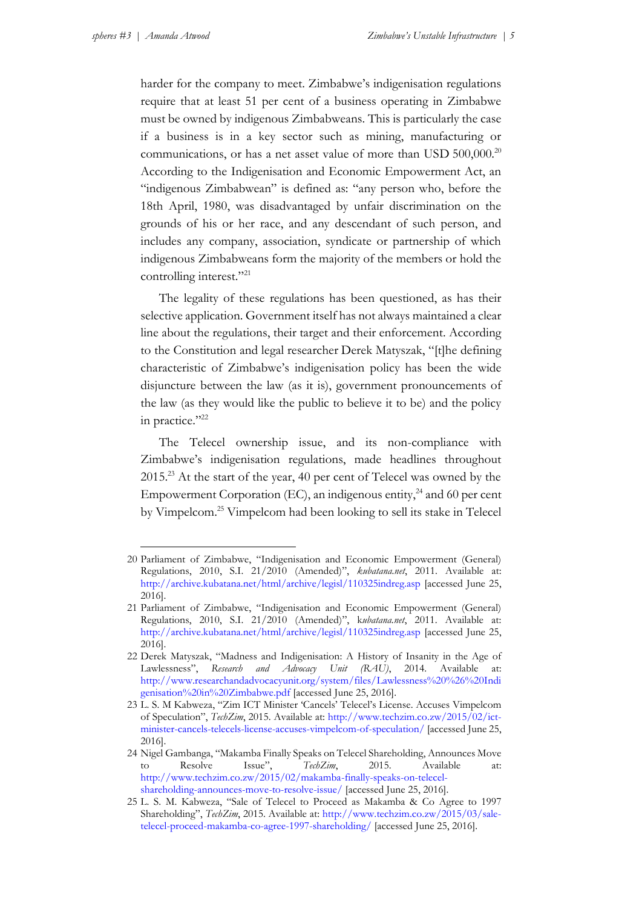harder for the company to meet. Zimbabwe's indigenisation regulations require that at least 51 per cent of a business operating in Zimbabwe must be owned by indigenous Zimbabweans. This is particularly the case if a business is in a key sector such as mining, manufacturing or communications, or has a net asset value of more than USD 500,000.[20] According to the Indigenisation and Economic Empowerment Act, an "indigenous Zimbabwean" is defined as: "any person who, before the 18th April, 1980, was disadvantaged by unfair discrimination on the grounds of his or her race, and any descendant of such person, and includes any company, association, syndicate or partnership of which indigenous Zimbabweans form the majority of the members or hold the controlling interest."[21]

The legality of these regulations has been questioned, as has their selective application. Government itself has not always maintained a clear line about the regulations, their target and their enforcement. According to the Constitution and legal researcher Derek Matyszak, "[t]he defining characteristic of Zimbabwe's indigenisation policy has been the wide disjuncture between the law (as it is), government pronouncements of the law (as they would like the public to believe it to be) and the policy in practice."[22]

The Telecel ownership issue, and its non-compliance with Zimbabwe's indigenisation regulations, made headlines throughout 2015.[23] At the start of the year, 40 per cent of Telecel was owned by the Empowerment Corporation (EC), an indigenous entity,[24] and 60 per cent by Vimpelcom.[25] Vimpelcom had been looking to sell its stake in Telecel

---

20 Parliament of Zimbabwe, "Indigenisation and Economic Empowerment (General) Regulations, 2010, S.I. 21/2010 (Amended)", *kubatana.net*, 2011. Available at: http://archive.kubatana.net/html/archive/legisl/110325indreg.asp [accessed June 25, 2016].

21 Parliament of Zimbabwe, "Indigenisation and Economic Empowerment (General) Regulations, 2010, S.I. 21/2010 (Amended)", *kubatana.net*, 2011. Available at: http://archive.kubatana.net/html/archive/legisl/110325indreg.asp [accessed June 25, 2016].

22 Derek Matyszak, "Madness and Indigenisation: A History of Insanity in the Age of Lawlessness", *Research and Advocacy Unit (RAU)*, 2014. Available at: http://www.researchandadvocacyunit.org/system/files/Lawlessness%20%26%20Indigenisation%20in%20Zimbabwe.pdf [accessed June 25, 2016].

23 L. S. M Kabweza, "Zim ICT Minister 'Cancels' Telecel's License. Accuses Vimpelcom of Speculation", *TechZim*, 2015. Available at: http://www.techzim.co.zw/2015/02/ict-minister-cancels-telecels-license-accuses-vimpelcom-of-speculation/ [accessed June 25, 2016].

24 Nigel Gambanga, "Makamba Finally Speaks on Telecel Shareholding, Announces Move to Resolve Issue", *TechZim*, 2015. Available at: http://www.techzim.co.zw/2015/02/makamba-finally-speaks-on-telecel-shareholding-announces-move-to-resolve-issue/ [accessed June 25, 2016].

25 L. S. M. Kabweza, "Sale of Telecel to Proceed as Makamba & Co Agree to 1997 Shareholding", *TechZim*, 2015. Available at: http://www.techzim.co.zw/2015/03/sale-telecel-proceed-makamba-co-agree-1997-shareholding/ [accessed June 25, 2016].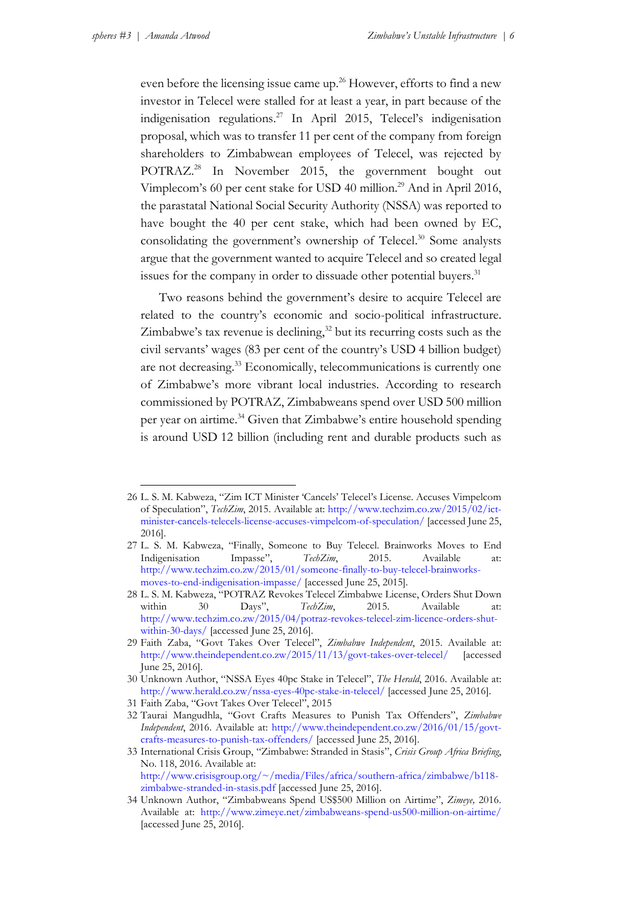even before the licensing issue came up.[26] However, efforts to find a new investor in Telecel were stalled for at least a year, in part because of the indigenisation regulations.[27] In April 2015, Telecel's indigenisation proposal, which was to transfer 11 per cent of the company from foreign shareholders to Zimbabwean employees of Telecel, was rejected by POTRAZ.[28] In November 2015, the government bought out Vimplecom's 60 per cent stake for USD 40 million.[29] And in April 2016, the parastatal National Social Security Authority (NSSA) was reported to have bought the 40 per cent stake, which had been owned by EC, consolidating the government's ownership of Telecel.[30] Some analysts argue that the government wanted to acquire Telecel and so created legal issues for the company in order to dissuade other potential buyers.[31]

Two reasons behind the government's desire to acquire Telecel are related to the country's economic and socio-political infrastructure. Zimbabwe's tax revenue is declining,[32] but its recurring costs such as the civil servants' wages (83 per cent of the country's USD 4 billion budget) are not decreasing.[33] Economically, telecommunications is currently one of Zimbabwe's more vibrant local industries. According to research commissioned by POTRAZ, Zimbabweans spend over USD 500 million per year on airtime.[34] Given that Zimbabwe's entire household spending is around USD 12 billion (including rent and durable products such as

---

26 L. S. M. Kabweza, "Zim ICT Minister 'Cancels' Telecel's License. Accuses Vimpelcom of Speculation", *TechZim*, 2015. Available at: http://www.techzim.co.zw/2015/02/ict-minister-cancels-telecels-license-accuses-vimpelcom-of-speculation/ [accessed June 25, 2016].

27 L. S. M. Kabweza, "Finally, Someone to Buy Telecel. Brainworks Moves to End Indigenisation Impasse", *TechZim*, 2015. Available at: http://www.techzim.co.zw/2015/01/someone-finally-to-buy-telecel-brainworks-moves-to-end-indigenisation-impasse/ [accessed June 25, 2015].

28 L. S. M. Kabweza, "POTRAZ Revokes Telecel Zimbabwe License, Orders Shut Down within 30 Days", *TechZim*, 2015. Available at: http://www.techzim.co.zw/2015/04/potraz-revokes-telecel-zim-licence-orders-shut-within-30-days/ [accessed June 25, 2016].

29 Faith Zaba, "Govt Takes Over Telecel", *Zimbabwe Independent*, 2015. Available at: http://www.theindependent.co.zw/2015/11/13/govt-takes-over-telecel/ [accessed June 25, 2016].

30 Unknown Author, "NSSA Eyes 40pc Stake in Telecel", *The Herald*, 2016. Available at: http://www.herald.co.zw/nssa-eyes-40pc-stake-in-telecel/ [accessed June 25, 2016].

31 Faith Zaba, "Govt Takes Over Telecel", 2015

32 Taurai Mangudhla, "Govt Crafts Measures to Punish Tax Offenders", *Zimbabwe Independent*, 2016. Available at: http://www.theindependent.co.zw/2016/01/15/govt-crafts-measures-to-punish-tax-offenders/ [accessed June 25, 2016].

33 International Crisis Group, "Zimbabwe: Stranded in Stasis", *Crisis Group Africa Briefing*, No. 118, 2016. Available at: http://www.crisisgroup.org/~/media/Files/africa/southern-africa/zimbabwe/b118-zimbabwe-stranded-in-stasis.pdf [accessed June 25, 2016].

34 Unknown Author, "Zimbabweans Spend US$500 Million on Airtime", *Zimeye*, 2016. Available at: http://www.zimeye.net/zimbabweans-spend-us500-million-on-airtime/ [accessed June 25, 2016].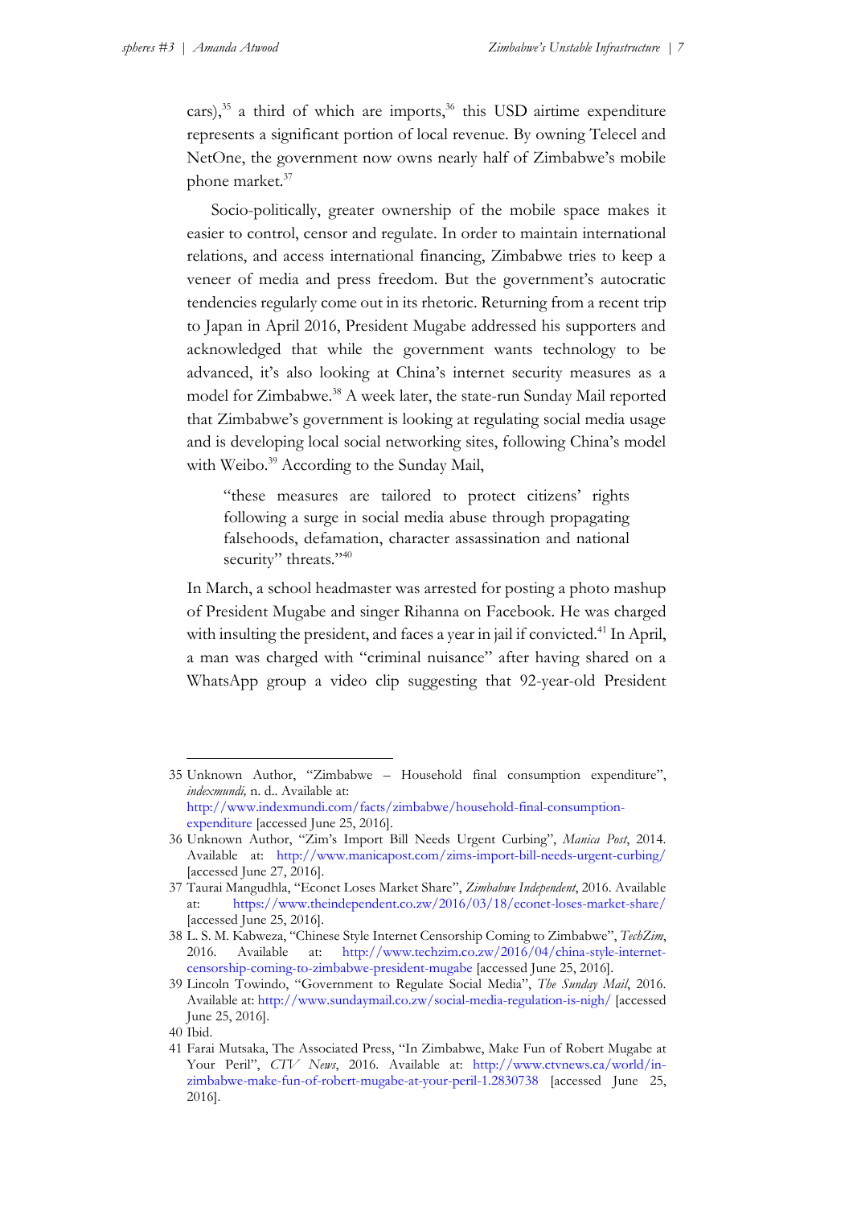cars),[35] a third of which are imports,[36] this USD airtime expenditure represents a significant portion of local revenue. By owning Telecel and NetOne, the government now owns nearly half of Zimbabwe's mobile phone market.[37]

Socio-politically, greater ownership of the mobile space makes it easier to control, censor and regulate. In order to maintain international relations, and access international financing, Zimbabwe tries to keep a veneer of media and press freedom. But the government's autocratic tendencies regularly come out in its rhetoric. Returning from a recent trip to Japan in April 2016, President Mugabe addressed his supporters and acknowledged that while the government wants technology to be advanced, it's also looking at China's internet security measures as a model for Zimbabwe.[38] A week later, the state-run Sunday Mail reported that Zimbabwe's government is looking at regulating social media usage and is developing local social networking sites, following China's model with Weibo.[39] According to the Sunday Mail,

> "these measures are tailored to protect citizens' rights following a surge in social media abuse through propagating falsehoods, defamation, character assassination and national security" threats."[40]

In March, a school headmaster was arrested for posting a photo mashup of President Mugabe and singer Rihanna on Facebook. He was charged with insulting the president, and faces a year in jail if convicted.[41] In April, a man was charged with "criminal nuisance" after having shared on a WhatsApp group a video clip suggesting that 92-year-old President

---

35 Unknown Author, "Zimbabwe – Household final consumption expenditure", *indexmundi,* n. d.. Available at: http://www.indexmundi.com/facts/zimbabwe/household-final-consumption-expenditure [accessed June 25, 2016].

36 Unknown Author, "Zim's Import Bill Needs Urgent Curbing", *Manica Post*, 2014. Available at: http://www.manicapost.com/zims-import-bill-needs-urgent-curbing/ [accessed June 27, 2016].

37 Taurai Mangudhla, "Econet Loses Market Share", *Zimbabwe Independent*, 2016. Available at: https://www.theindependent.co.zw/2016/03/18/econet-loses-market-share/ [accessed June 25, 2016].

38 L. S. M. Kabweza, "Chinese Style Internet Censorship Coming to Zimbabwe", *TechZim*, 2016. Available at: http://www.techzim.co.zw/2016/04/china-style-internet-censorship-coming-to-zimbabwe-president-mugabe [accessed June 25, 2016].

39 Lincoln Towindo, "Government to Regulate Social Media", *The Sunday Mail*, 2016. Available at: http://www.sundaymail.co.zw/social-media-regulation-is-nigh/ [accessed June 25, 2016].

40 Ibid.

41 Farai Mutsaka, The Associated Press, "In Zimbabwe, Make Fun of Robert Mugabe at Your Peril", *CTV News*, 2016. Available at: http://www.ctvnews.ca/world/in-zimbabwe-make-fun-of-robert-mugabe-at-your-peril-1.2830738 [accessed June 25, 2016].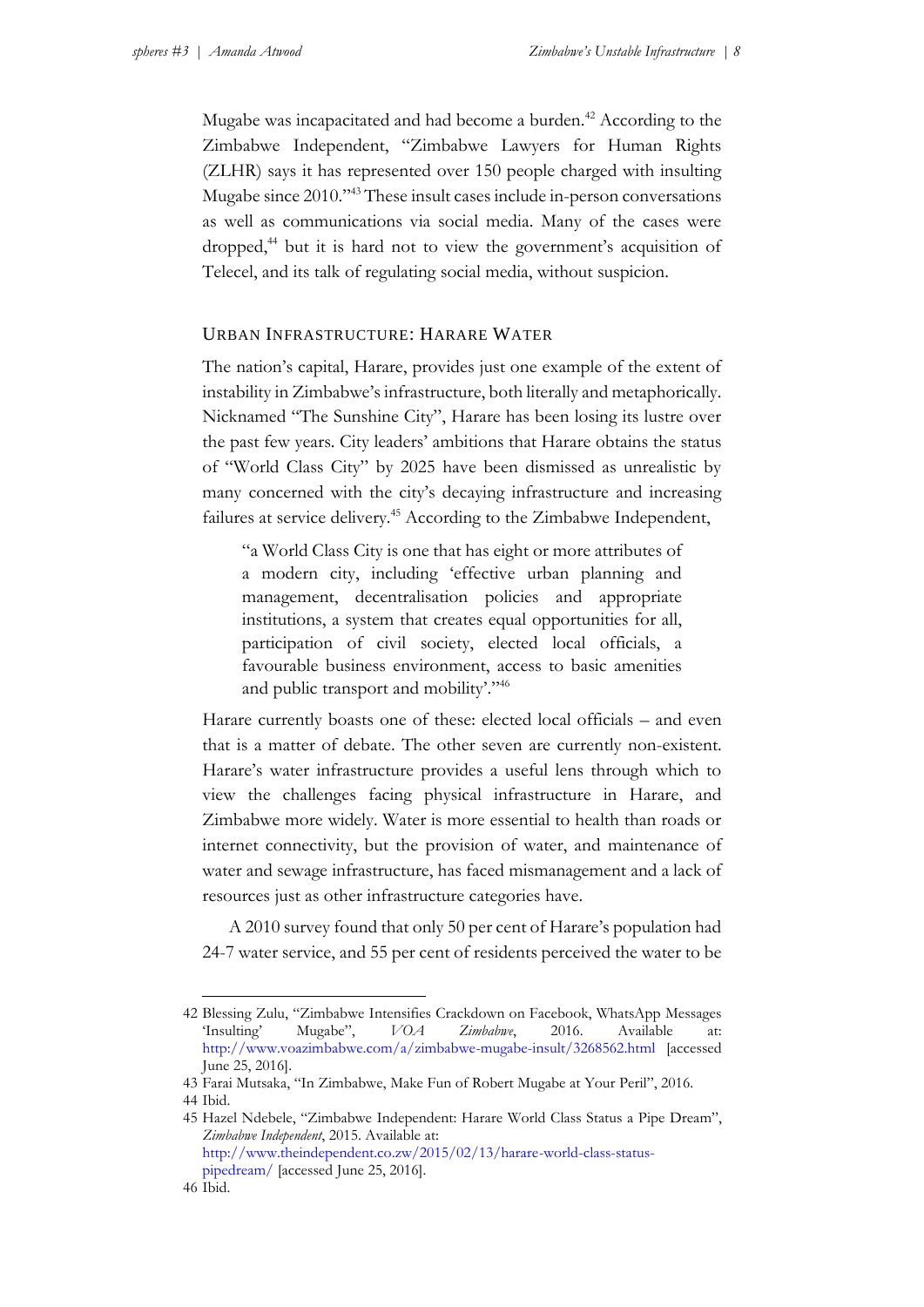Mugabe was incapacitated and had become a burden.[42] According to the Zimbabwe Independent, "Zimbabwe Lawyers for Human Rights (ZLHR) says it has represented over 150 people charged with insulting Mugabe since 2010."[43] These insult cases include in-person conversations as well as communications via social media. Many of the cases were dropped,[44] but it is hard not to view the government's acquisition of Telecel, and its talk of regulating social media, without suspicion.

## URBAN INFRASTRUCTURE: HARARE WATER

The nation's capital, Harare, provides just one example of the extent of instability in Zimbabwe's infrastructure, both literally and metaphorically. Nicknamed "The Sunshine City", Harare has been losing its lustre over the past few years. City leaders' ambitions that Harare obtains the status of "World Class City" by 2025 have been dismissed as unrealistic by many concerned with the city's decaying infrastructure and increasing failures at service delivery.[45] According to the Zimbabwe Independent,

> "a World Class City is one that has eight or more attributes of a modern city, including 'effective urban planning and management, decentralisation policies and appropriate institutions, a system that creates equal opportunities for all, participation of civil society, elected local officials, a favourable business environment, access to basic amenities and public transport and mobility'."[46]

Harare currently boasts one of these: elected local officials – and even that is a matter of debate. The other seven are currently non-existent. Harare's water infrastructure provides a useful lens through which to view the challenges facing physical infrastructure in Harare, and Zimbabwe more widely. Water is more essential to health than roads or internet connectivity, but the provision of water, and maintenance of water and sewage infrastructure, has faced mismanagement and a lack of resources just as other infrastructure categories have.

A 2010 survey found that only 50 per cent of Harare's population had 24-7 water service, and 55 per cent of residents perceived the water to be

---

42 Blessing Zulu, "Zimbabwe Intensifies Crackdown on Facebook, WhatsApp Messages 'Insulting' Mugabe", *VOA Zimbabwe*, 2016. Available at: http://www.voazimbabwe.com/a/zimbabwe-mugabe-insult/3268562.html [accessed June 25, 2016].

43 Farai Mutsaka, "In Zimbabwe, Make Fun of Robert Mugabe at Your Peril", 2016.

44 Ibid.

45 Hazel Ndebele, "Zimbabwe Independent: Harare World Class Status a Pipe Dream", *Zimbabwe Independent*, 2015. Available at: http://www.theindependent.co.zw/2015/02/13/harare-world-class-status-pipedream/ [accessed June 25, 2016].

46 Ibid.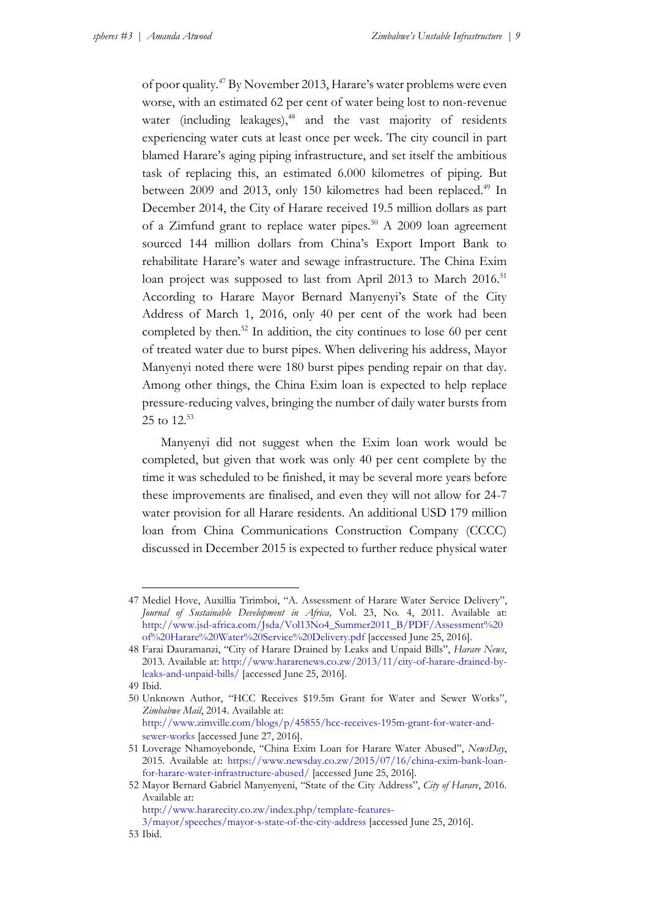of poor quality.[47] By November 2013, Harare's water problems were even worse, with an estimated 62 per cent of water being lost to non-revenue water (including leakages),[48] and the vast majority of residents experiencing water cuts at least once per week. The city council in part blamed Harare's aging piping infrastructure, and set itself the ambitious task of replacing this, an estimated 6.000 kilometres of piping. But between 2009 and 2013, only 150 kilometres had been replaced.[49] In December 2014, the City of Harare received 19.5 million dollars as part of a Zimfund grant to replace water pipes.[50] A 2009 loan agreement sourced 144 million dollars from China's Export Import Bank to rehabilitate Harare's water and sewage infrastructure. The China Exim loan project was supposed to last from April 2013 to March 2016.[51] According to Harare Mayor Bernard Manyenyi's State of the City Address of March 1, 2016, only 40 per cent of the work had been completed by then.[52] In addition, the city continues to lose 60 per cent of treated water due to burst pipes. When delivering his address, Mayor Manyenyi noted there were 180 burst pipes pending repair on that day. Among other things, the China Exim loan is expected to help replace pressure-reducing valves, bringing the number of daily water bursts from 25 to 12.[53]

Manyenyi did not suggest when the Exim loan work would be completed, but given that work was only 40 per cent complete by the time it was scheduled to be finished, it may be several more years before these improvements are finalised, and even they will not allow for 24-7 water provision for all Harare residents. An additional USD 179 million loan from China Communications Construction Company (CCCC) discussed in December 2015 is expected to further reduce physical water

---

47 Mediel Hove, Auxillia Tirimboi, "A. Assessment of Harare Water Service Delivery", *Journal of Sustainable Development in Africa,* Vol. 23, No. 4, 2011. Available at: http://www.jsd-africa.com/Jsda/Vol13No4_Summer2011_B/PDF/Assessment%20of%20Harare%20Water%20Service%20Delivery.pdf [accessed June 25, 2016].

48 Farai Dauramanzi, "City of Harare Drained by Leaks and Unpaid Bills", *Harare News*, 2013. Available at: http://www.hararenews.co.zw/2013/11/city-of-harare-drained-by-leaks-and-unpaid-bills/ [accessed June 25, 2016].

49 Ibid.

50 Unknown Author, "HCC Receives $19.5m Grant for Water and Sewer Works", *Zimbabwe Mail*, 2014. Available at: http://www.zimville.com/blogs/p/45855/hcc-receives-195m-grant-for-water-and-sewer-works [accessed June 27, 2016].

51 Loverage Nhamoyebonde, "China Exim Loan for Harare Water Abused", *NewsDay*, 2015. Available at: https://www.newsday.co.zw/2015/07/16/china-exim-bank-loan-for-harare-water-infrastructure-abused/ [accessed June 25, 2016].

52 Mayor Bernard Gabriel Manyenyeni, "State of the City Address", *City of Harare*, 2016. Available at: http://www.hararecity.co.zw/index.php/template-features-3/mayor/speeches/mayor-s-state-of-the-city-address [accessed June 25, 2016].

53 Ibid.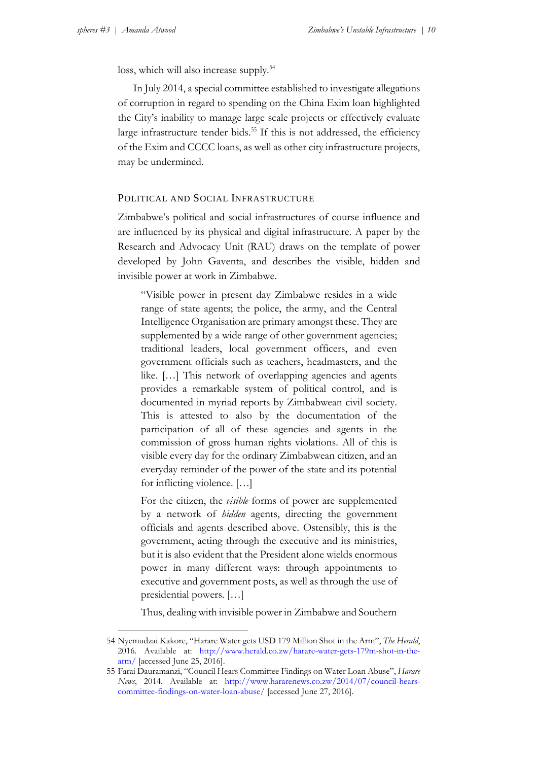loss, which will also increase supply.[54]

In July 2014, a special committee established to investigate allegations of corruption in regard to spending on the China Exim loan highlighted the City's inability to manage large scale projects or effectively evaluate large infrastructure tender bids.[55] If this is not addressed, the efficiency of the Exim and CCCC loans, as well as other city infrastructure projects, may be undermined.

## Political and Social Infrastructure

Zimbabwe's political and social infrastructures of course influence and are influenced by its physical and digital infrastructure. A paper by the Research and Advocacy Unit (RAU) draws on the template of power developed by John Gaventa, and describes the visible, hidden and invisible power at work in Zimbabwe.

> "Visible power in present day Zimbabwe resides in a wide range of state agents; the police, the army, and the Central Intelligence Organisation are primary amongst these. They are supplemented by a wide range of other government agencies; traditional leaders, local government officers, and even government officials such as teachers, headmasters, and the like. […] This network of overlapping agencies and agents provides a remarkable system of political control, and is documented in myriad reports by Zimbabwean civil society. This is attested to also by the documentation of the participation of all of these agencies and agents in the commission of gross human rights violations. All of this is visible every day for the ordinary Zimbabwean citizen, and an everyday reminder of the power of the state and its potential for inflicting violence. […]
>
> For the citizen, the *visible* forms of power are supplemented by a network of *hidden* agents, directing the government officials and agents described above. Ostensibly, this is the government, acting through the executive and its ministries, but it is also evident that the President alone wields enormous power in many different ways: through appointments to executive and government posts, as well as through the use of presidential powers. […]
>
> Thus, dealing with invisible power in Zimbabwe and Southern

---

54 Nyemudzai Kakore, "Harare Water gets USD 179 Million Shot in the Arm", *The Herald*, 2016. Available at: http://www.herald.co.zw/harare-water-gets-179m-shot-in-the-arm/ [accessed June 25, 2016].

55 Farai Dauramanzi, "Council Hears Committee Findings on Water Loan Abuse", *Harare News*, 2014. Available at: http://www.hararenews.co.zw/2014/07/council-hears-committee-findings-on-water-loan-abuse/ [accessed June 27, 2016].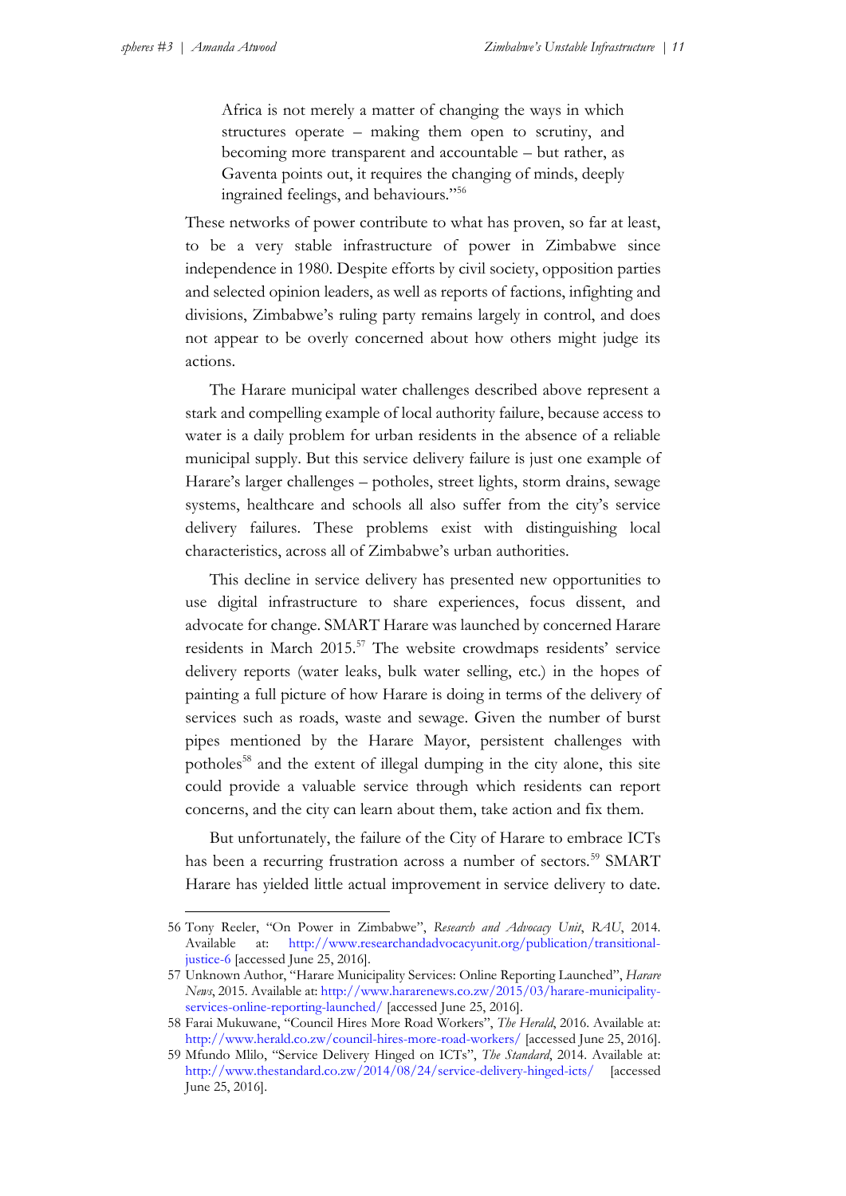> Africa is not merely a matter of changing the ways in which structures operate – making them open to scrutiny, and becoming more transparent and accountable – but rather, as Gaventa points out, it requires the changing of minds, deeply ingrained feelings, and behaviours."[56]

These networks of power contribute to what has proven, so far at least, to be a very stable infrastructure of power in Zimbabwe since independence in 1980. Despite efforts by civil society, opposition parties and selected opinion leaders, as well as reports of factions, infighting and divisions, Zimbabwe's ruling party remains largely in control, and does not appear to be overly concerned about how others might judge its actions.

The Harare municipal water challenges described above represent a stark and compelling example of local authority failure, because access to water is a daily problem for urban residents in the absence of a reliable municipal supply. But this service delivery failure is just one example of Harare's larger challenges – potholes, street lights, storm drains, sewage systems, healthcare and schools all also suffer from the city's service delivery failures. These problems exist with distinguishing local characteristics, across all of Zimbabwe's urban authorities.

This decline in service delivery has presented new opportunities to use digital infrastructure to share experiences, focus dissent, and advocate for change. SMART Harare was launched by concerned Harare residents in March 2015.[57] The website crowdmaps residents' service delivery reports (water leaks, bulk water selling, etc.) in the hopes of painting a full picture of how Harare is doing in terms of the delivery of services such as roads, waste and sewage. Given the number of burst pipes mentioned by the Harare Mayor, persistent challenges with potholes[58] and the extent of illegal dumping in the city alone, this site could provide a valuable service through which residents can report concerns, and the city can learn about them, take action and fix them.

But unfortunately, the failure of the City of Harare to embrace ICTs has been a recurring frustration across a number of sectors.[59] SMART Harare has yielded little actual improvement in service delivery to date.

---

56 Tony Reeler, "On Power in Zimbabwe", *Research and Advocacy Unit*, *RAU*, 2014. Available at: http://www.researchandadvocacyunit.org/publication/transitional-justice-6 [accessed June 25, 2016].

57 Unknown Author, "Harare Municipality Services: Online Reporting Launched", *Harare News*, 2015. Available at: http://www.hararenews.co.zw/2015/03/harare-municipality-services-online-reporting-launched/ [accessed June 25, 2016].

58 Farai Mukuwane, "Council Hires More Road Workers", *The Herald*, 2016. Available at: http://www.herald.co.zw/council-hires-more-road-workers/ [accessed June 25, 2016].

59 Mfundo Mlilo, "Service Delivery Hinged on ICTs", *The Standard*, 2014. Available at: http://www.thestandard.co.zw/2014/08/24/service-delivery-hinged-icts/ [accessed June 25, 2016].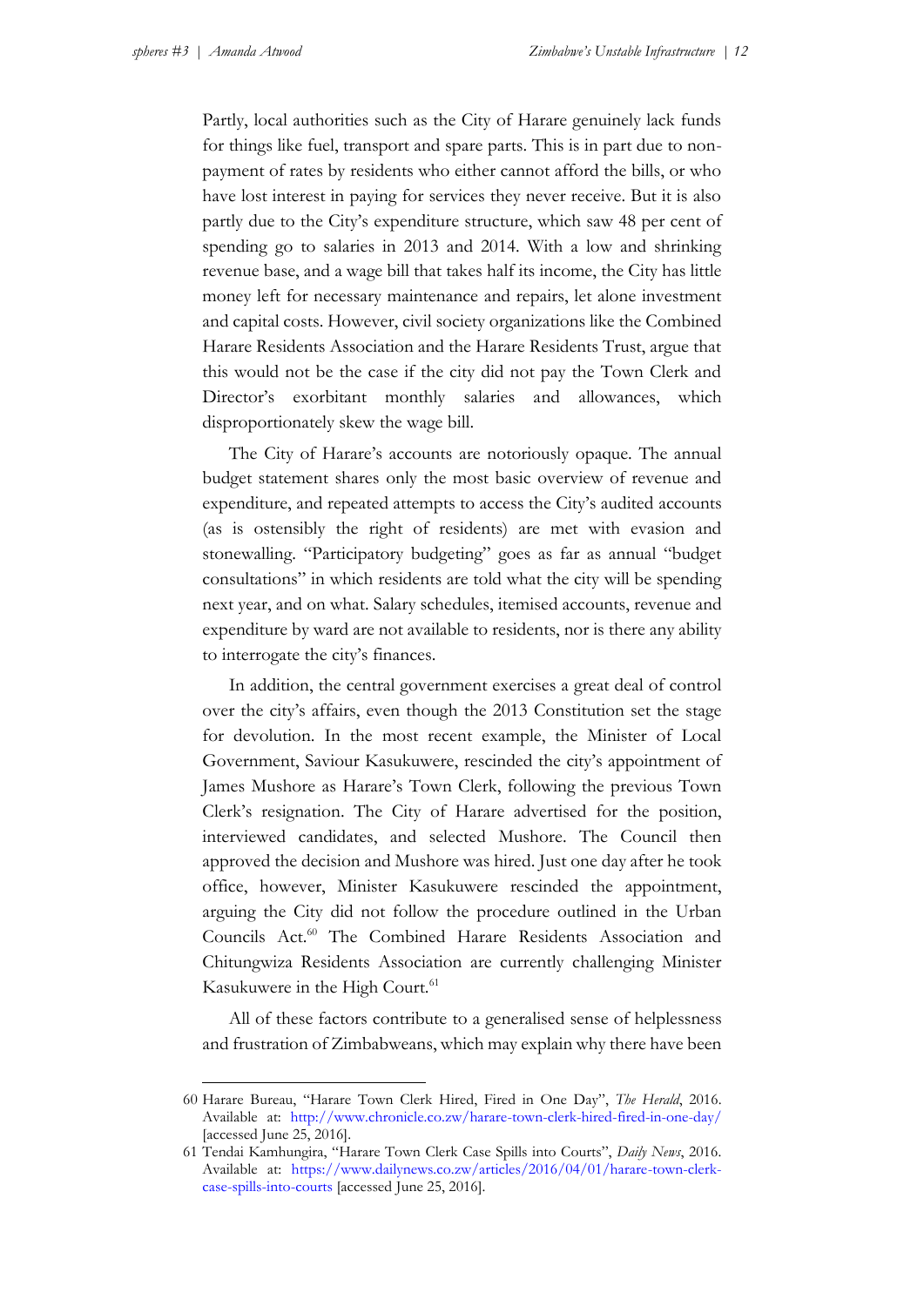Partly, local authorities such as the City of Harare genuinely lack funds for things like fuel, transport and spare parts. This is in part due to non-payment of rates by residents who either cannot afford the bills, or who have lost interest in paying for services they never receive. But it is also partly due to the City's expenditure structure, which saw 48 per cent of spending go to salaries in 2013 and 2014. With a low and shrinking revenue base, and a wage bill that takes half its income, the City has little money left for necessary maintenance and repairs, let alone investment and capital costs. However, civil society organizations like the Combined Harare Residents Association and the Harare Residents Trust, argue that this would not be the case if the city did not pay the Town Clerk and Director's exorbitant monthly salaries and allowances, which disproportionately skew the wage bill.

The City of Harare's accounts are notoriously opaque. The annual budget statement shares only the most basic overview of revenue and expenditure, and repeated attempts to access the City's audited accounts (as is ostensibly the right of residents) are met with evasion and stonewalling. "Participatory budgeting" goes as far as annual "budget consultations" in which residents are told what the city will be spending next year, and on what. Salary schedules, itemised accounts, revenue and expenditure by ward are not available to residents, nor is there any ability to interrogate the city's finances.

In addition, the central government exercises a great deal of control over the city's affairs, even though the 2013 Constitution set the stage for devolution. In the most recent example, the Minister of Local Government, Saviour Kasukuwere, rescinded the city's appointment of James Mushore as Harare's Town Clerk, following the previous Town Clerk's resignation. The City of Harare advertised for the position, interviewed candidates, and selected Mushore. The Council then approved the decision and Mushore was hired. Just one day after he took office, however, Minister Kasukuwere rescinded the appointment, arguing the City did not follow the procedure outlined in the Urban Councils Act.[60] The Combined Harare Residents Association and Chitungwiza Residents Association are currently challenging Minister Kasukuwere in the High Court.[61]

All of these factors contribute to a generalised sense of helplessness and frustration of Zimbabweans, which may explain why there have been

---

60 Harare Bureau, "Harare Town Clerk Hired, Fired in One Day", *The Herald*, 2016. Available at: http://www.chronicle.co.zw/harare-town-clerk-hired-fired-in-one-day/ [accessed June 25, 2016].

61 Tendai Kamhungira, "Harare Town Clerk Case Spills into Courts", *Daily News*, 2016. Available at: https://www.dailynews.co.zw/articles/2016/04/01/harare-town-clerk-case-spills-into-courts [accessed June 25, 2016].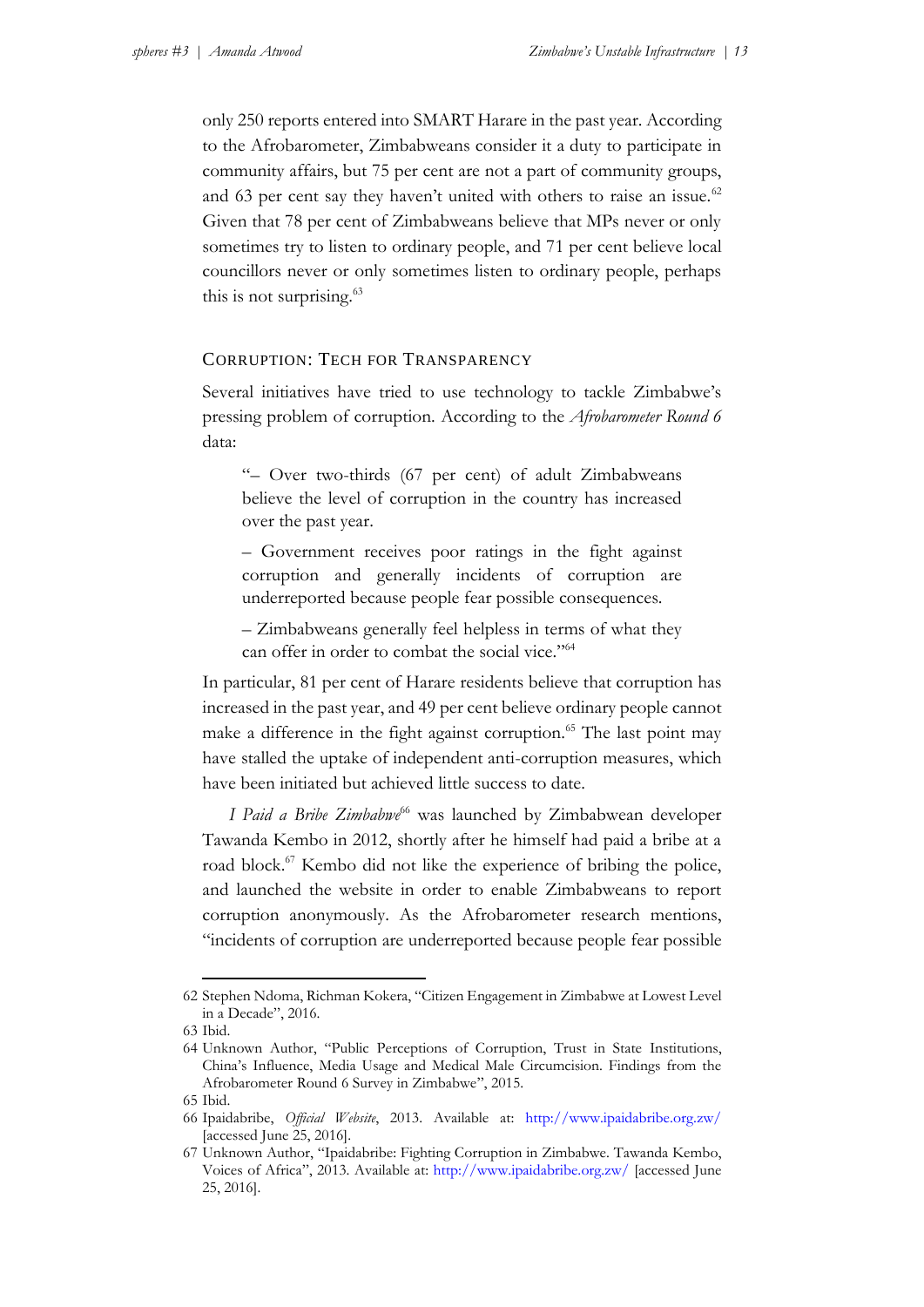only 250 reports entered into SMART Harare in the past year. According to the Afrobarometer, Zimbabweans consider it a duty to participate in community affairs, but 75 per cent are not a part of community groups, and 63 per cent say they haven't united with others to raise an issue.[62] Given that 78 per cent of Zimbabweans believe that MPs never or only sometimes try to listen to ordinary people, and 71 per cent believe local councillors never or only sometimes listen to ordinary people, perhaps this is not surprising.[63]

## CORRUPTION: TECH FOR TRANSPARENCY

Several initiatives have tried to use technology to tackle Zimbabwe's pressing problem of corruption. According to the *Afrobarometer Round 6* data:

> "– Over two-thirds (67 per cent) of adult Zimbabweans believe the level of corruption in the country has increased over the past year.
>
> – Government receives poor ratings in the fight against corruption and generally incidents of corruption are underreported because people fear possible consequences.
>
> – Zimbabweans generally feel helpless in terms of what they can offer in order to combat the social vice."[64]

In particular, 81 per cent of Harare residents believe that corruption has increased in the past year, and 49 per cent believe ordinary people cannot make a difference in the fight against corruption.[65] The last point may have stalled the uptake of independent anti-corruption measures, which have been initiated but achieved little success to date.

*I Paid a Bribe Zimbabwe*[66] was launched by Zimbabwean developer Tawanda Kembo in 2012, shortly after he himself had paid a bribe at a road block.[67] Kembo did not like the experience of bribing the police, and launched the website in order to enable Zimbabweans to report corruption anonymously. As the Afrobarometer research mentions, "incidents of corruption are underreported because people fear possible

---

62 Stephen Ndoma, Richman Kokera, "Citizen Engagement in Zimbabwe at Lowest Level in a Decade", 2016.

63 Ibid.

64 Unknown Author, "Public Perceptions of Corruption, Trust in State Institutions, China's Influence, Media Usage and Medical Male Circumcision. Findings from the Afrobarometer Round 6 Survey in Zimbabwe", 2015.

65 Ibid.

66 Ipaidabribe, *Official Website*, 2013. Available at: http://www.ipaidabribe.org.zw/ [accessed June 25, 2016].

67 Unknown Author, "Ipaidabribe: Fighting Corruption in Zimbabwe. Tawanda Kembo, Voices of Africa", 2013. Available at: http://www.ipaidabribe.org.zw/ [accessed June 25, 2016].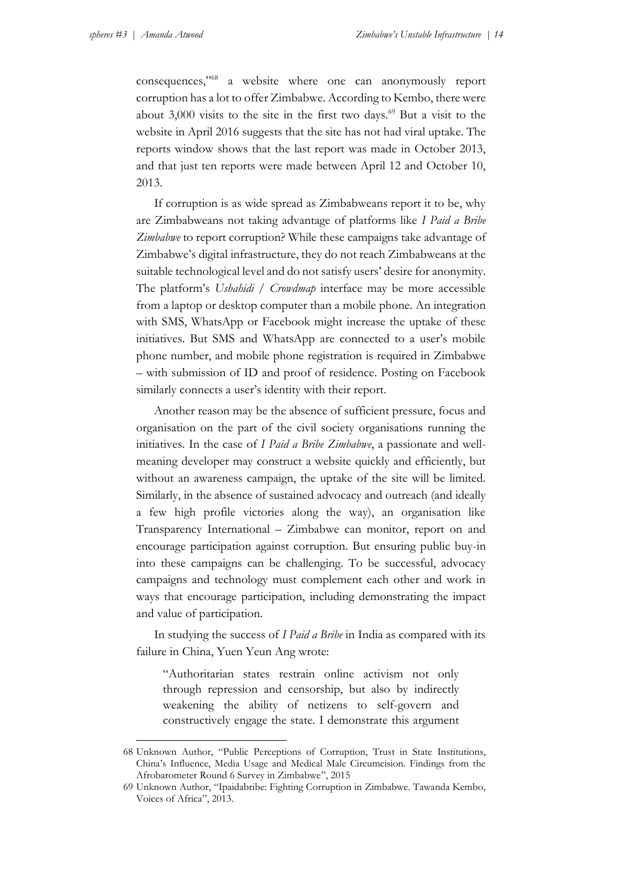consequences,"[68] a website where one can anonymously report corruption has a lot to offer Zimbabwe. According to Kembo, there were about 3,000 visits to the site in the first two days.[69] But a visit to the website in April 2016 suggests that the site has not had viral uptake. The reports window shows that the last report was made in October 2013, and that just ten reports were made between April 12 and October 10, 2013.

If corruption is as wide spread as Zimbabweans report it to be, why are Zimbabweans not taking advantage of platforms like *I Paid a Bribe Zimbabwe* to report corruption? While these campaigns take advantage of Zimbabwe's digital infrastructure, they do not reach Zimbabweans at the suitable technological level and do not satisfy users' desire for anonymity. The platform's *Ushahidi / Crowdmap* interface may be more accessible from a laptop or desktop computer than a mobile phone. An integration with SMS, WhatsApp or Facebook might increase the uptake of these initiatives. But SMS and WhatsApp are connected to a user's mobile phone number, and mobile phone registration is required in Zimbabwe – with submission of ID and proof of residence. Posting on Facebook similarly connects a user's identity with their report.

Another reason may be the absence of sufficient pressure, focus and organisation on the part of the civil society organisations running the initiatives. In the case of *I Paid a Bribe Zimbabwe*, a passionate and well-meaning developer may construct a website quickly and efficiently, but without an awareness campaign, the uptake of the site will be limited. Similarly, in the absence of sustained advocacy and outreach (and ideally a few high profile victories along the way), an organisation like Transparency International – Zimbabwe can monitor, report on and encourage participation against corruption. But ensuring public buy-in into these campaigns can be challenging. To be successful, advocacy campaigns and technology must complement each other and work in ways that encourage participation, including demonstrating the impact and value of participation.

In studying the success of *I Paid a Bribe* in India as compared with its failure in China, Yuen Yeun Ang wrote:

> "Authoritarian states restrain online activism not only through repression and censorship, but also by indirectly weakening the ability of netizens to self-govern and constructively engage the state. I demonstrate this argument

---

68 Unknown Author, "Public Perceptions of Corruption, Trust in State Institutions, China's Influence, Media Usage and Medical Male Circumcision. Findings from the Afrobarometer Round 6 Survey in Zimbabwe", 2015

69 Unknown Author, "Ipaidabribe: Fighting Corruption in Zimbabwe. Tawanda Kembo, Voices of Africa", 2013.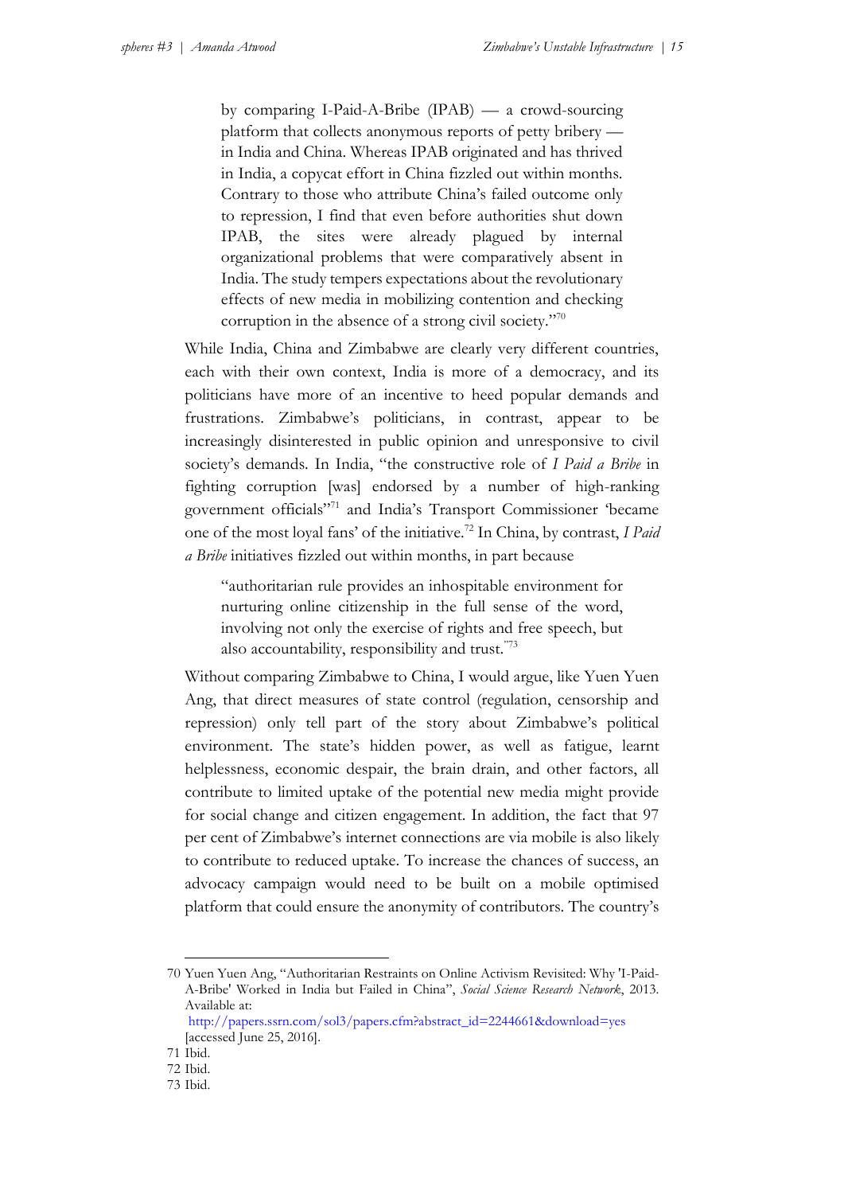> by comparing I-Paid-A-Bribe (IPAB) — a crowd-sourcing platform that collects anonymous reports of petty bribery — in India and China. Whereas IPAB originated and has thrived in India, a copycat effort in China fizzled out within months. Contrary to those who attribute China's failed outcome only to repression, I find that even before authorities shut down IPAB, the sites were already plagued by internal organizational problems that were comparatively absent in India. The study tempers expectations about the revolutionary effects of new media in mobilizing contention and checking corruption in the absence of a strong civil society."[70]

While India, China and Zimbabwe are clearly very different countries, each with their own context, India is more of a democracy, and its politicians have more of an incentive to heed popular demands and frustrations. Zimbabwe's politicians, in contrast, appear to be increasingly disinterested in public opinion and unresponsive to civil society's demands. In India, "the constructive role of *I Paid a Bribe* in fighting corruption [was] endorsed by a number of high-ranking government officials"[71] and India's Transport Commissioner 'became one of the most loyal fans' of the initiative.[72] In China, by contrast, *I Paid a Bribe* initiatives fizzled out within months, in part because

> "authoritarian rule provides an inhospitable environment for nurturing online citizenship in the full sense of the word, involving not only the exercise of rights and free speech, but also accountability, responsibility and trust."[73]

Without comparing Zimbabwe to China, I would argue, like Yuen Yuen Ang, that direct measures of state control (regulation, censorship and repression) only tell part of the story about Zimbabwe's political environment. The state's hidden power, as well as fatigue, learnt helplessness, economic despair, the brain drain, and other factors, all contribute to limited uptake of the potential new media might provide for social change and citizen engagement. In addition, the fact that 97 per cent of Zimbabwe's internet connections are via mobile is also likely to contribute to reduced uptake. To increase the chances of success, an advocacy campaign would need to be built on a mobile optimised platform that could ensure the anonymity of contributors. The country's

---

70 Yuen Yuen Ang, "Authoritarian Restraints on Online Activism Revisited: Why 'I-Paid-A-Bribe' Worked in India but Failed in China", *Social Science Research Network*, 2013. Available at: http://papers.ssrn.com/sol3/papers.cfm?abstract_id=2244661&download=yes [accessed June 25, 2016].

71 Ibid.

72 Ibid.

73 Ibid.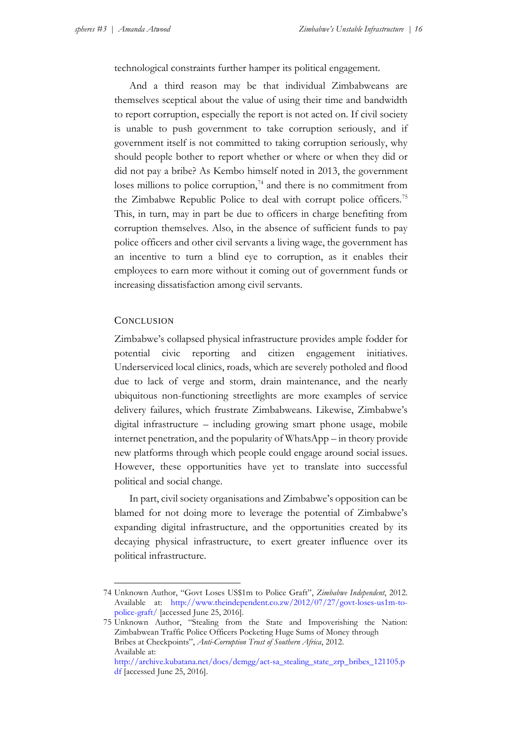technological constraints further hamper its political engagement.

And a third reason may be that individual Zimbabweans are themselves sceptical about the value of using their time and bandwidth to report corruption, especially the report is not acted on. If civil society is unable to push government to take corruption seriously, and if government itself is not committed to taking corruption seriously, why should people bother to report whether or where or when they did or did not pay a bribe? As Kembo himself noted in 2013, the government loses millions to police corruption,[74] and there is no commitment from the Zimbabwe Republic Police to deal with corrupt police officers.[75] This, in turn, may in part be due to officers in charge benefiting from corruption themselves. Also, in the absence of sufficient funds to pay police officers and other civil servants a living wage, the government has an incentive to turn a blind eye to corruption, as it enables their employees to earn more without it coming out of government funds or increasing dissatisfaction among civil servants.

## Conclusion

Zimbabwe's collapsed physical infrastructure provides ample fodder for potential civic reporting and citizen engagement initiatives. Underserviced local clinics, roads, which are severely potholed and flood due to lack of verge and storm, drain maintenance, and the nearly ubiquitous non-functioning streetlights are more examples of service delivery failures, which frustrate Zimbabweans. Likewise, Zimbabwe's digital infrastructure – including growing smart phone usage, mobile internet penetration, and the popularity of WhatsApp – in theory provide new platforms through which people could engage around social issues. However, these opportunities have yet to translate into successful political and social change.

In part, civil society organisations and Zimbabwe's opposition can be blamed for not doing more to leverage the potential of Zimbabwe's expanding digital infrastructure, and the opportunities created by its decaying physical infrastructure, to exert greater influence over its political infrastructure.

---

74 Unknown Author, "Govt Loses US$1m to Police Graft", *Zimbabwe Independent*, 2012. Available at: http://www.theindependent.co.zw/2012/07/27/govt-loses-us1m-to-police-graft/ [accessed June 25, 2016].

75 Unknown Author, "Stealing from the State and Impoverishing the Nation: Zimbabwean Traffic Police Officers Pocketing Huge Sums of Money through Bribes at Checkpoints", *Anti-Corruption Trust of Southern Africa*, 2012. Available at: http://archive.kubatana.net/docs/demgg/act-sa_stealing_state_zrp_bribes_121105.pdf [accessed June 25, 2016].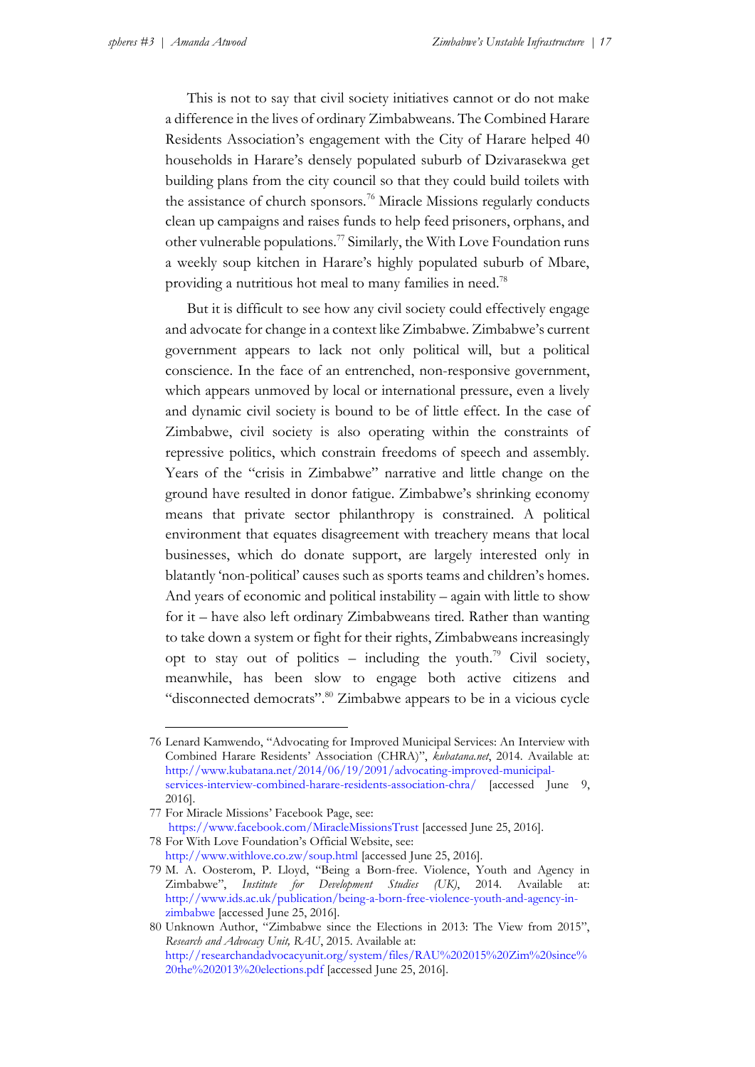This is not to say that civil society initiatives cannot or do not make a difference in the lives of ordinary Zimbabweans. The Combined Harare Residents Association's engagement with the City of Harare helped 40 households in Harare's densely populated suburb of Dzivarasekwa get building plans from the city council so that they could build toilets with the assistance of church sponsors.[76] Miracle Missions regularly conducts clean up campaigns and raises funds to help feed prisoners, orphans, and other vulnerable populations.[77] Similarly, the With Love Foundation runs a weekly soup kitchen in Harare's highly populated suburb of Mbare, providing a nutritious hot meal to many families in need.[78]

But it is difficult to see how any civil society could effectively engage and advocate for change in a context like Zimbabwe. Zimbabwe's current government appears to lack not only political will, but a political conscience. In the face of an entrenched, non-responsive government, which appears unmoved by local or international pressure, even a lively and dynamic civil society is bound to be of little effect. In the case of Zimbabwe, civil society is also operating within the constraints of repressive politics, which constrain freedoms of speech and assembly. Years of the "crisis in Zimbabwe" narrative and little change on the ground have resulted in donor fatigue. Zimbabwe's shrinking economy means that private sector philanthropy is constrained. A political environment that equates disagreement with treachery means that local businesses, which do donate support, are largely interested only in blatantly 'non-political' causes such as sports teams and children's homes. And years of economic and political instability – again with little to show for it – have also left ordinary Zimbabweans tired. Rather than wanting to take down a system or fight for their rights, Zimbabweans increasingly opt to stay out of politics – including the youth.[79] Civil society, meanwhile, has been slow to engage both active citizens and "disconnected democrats".[80] Zimbabwe appears to be in a vicious cycle

---

76 Lenard Kamwendo, "Advocating for Improved Municipal Services: An Interview with Combined Harare Residents' Association (CHRA)", *kubatana.net*, 2014. Available at: http://www.kubatana.net/2014/06/19/2091/advocating-improved-municipal-services-interview-combined-harare-residents-association-chra/ [accessed June 9, 2016].

77 For Miracle Missions' Facebook Page, see: https://www.facebook.com/MiracleMissionsTrust [accessed June 25, 2016].

78 For With Love Foundation's Official Website, see: http://www.withlove.co.zw/soup.html [accessed June 25, 2016].

79 M. A. Oosterom, P. Lloyd, "Being a Born-free. Violence, Youth and Agency in Zimbabwe", *Institute for Development Studies (UK)*, 2014. Available at: http://www.ids.ac.uk/publication/being-a-born-free-violence-youth-and-agency-in-zimbabwe [accessed June 25, 2016].

80 Unknown Author, "Zimbabwe since the Elections in 2013: The View from 2015", *Research and Advocacy Unit, RAU*, 2015. Available at: http://researchandadvocacyunit.org/system/files/RAU%202015%20Zim%20since%20the%202013%20elections.pdf [accessed June 25, 2016].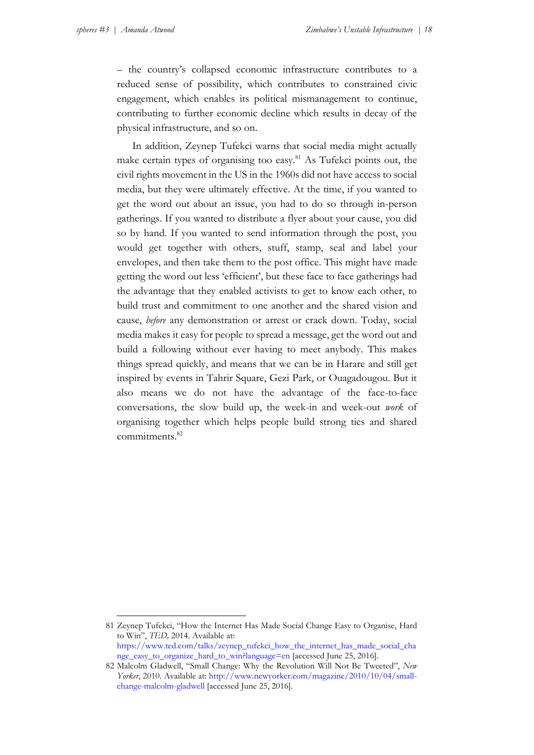– the country's collapsed economic infrastructure contributes to a reduced sense of possibility, which contributes to constrained civic engagement, which enables its political mismanagement to continue, contributing to further economic decline which results in decay of the physical infrastructure, and so on.

In addition, Zeynep Tufekci warns that social media might actually make certain types of organising too easy.[81] As Tufekci points out, the civil rights movement in the US in the 1960s did not have access to social media, but they were ultimately effective. At the time, if you wanted to get the word out about an issue, you had to do so through in-person gatherings. If you wanted to distribute a flyer about your cause, you did so by hand. If you wanted to send information through the post, you would get together with others, stuff, stamp, seal and label your envelopes, and then take them to the post office. This might have made getting the word out less 'efficient', but these face to face gatherings had the advantage that they enabled activists to get to know each other, to build trust and commitment to one another and the shared vision and cause, *before* any demonstration or arrest or crack down. Today, social media makes it easy for people to spread a message, get the word out and build a following without ever having to meet anybody. This makes things spread quickly, and means that we can be in Harare and still get inspired by events in Tahrir Square, Gezi Park, or Ouagadougou. But it also means we do not have the advantage of the face-to-face conversations, the slow build up, the week-in and week-out *work* of organising together which helps people build strong ties and shared commitments.[82]

---

81 Zeynep Tufekci, "How the Internet Has Made Social Change Easy to Organise, Hard to Win", *TED,* 2014. Available at: https://www.ted.com/talks/zeynep_tufekci_how_the_internet_has_made_social_change_easy_to_organize_hard_to_win?language=en [accessed June 25, 2016].

82 Malcolm Gladwell, "Small Change: Why the Revolution Will Not Be Tweeted", *New Yorker*, 2010. Available at: http://www.newyorker.com/magazine/2010/10/04/small-change-malcolm-gladwell [accessed June 25, 2016].